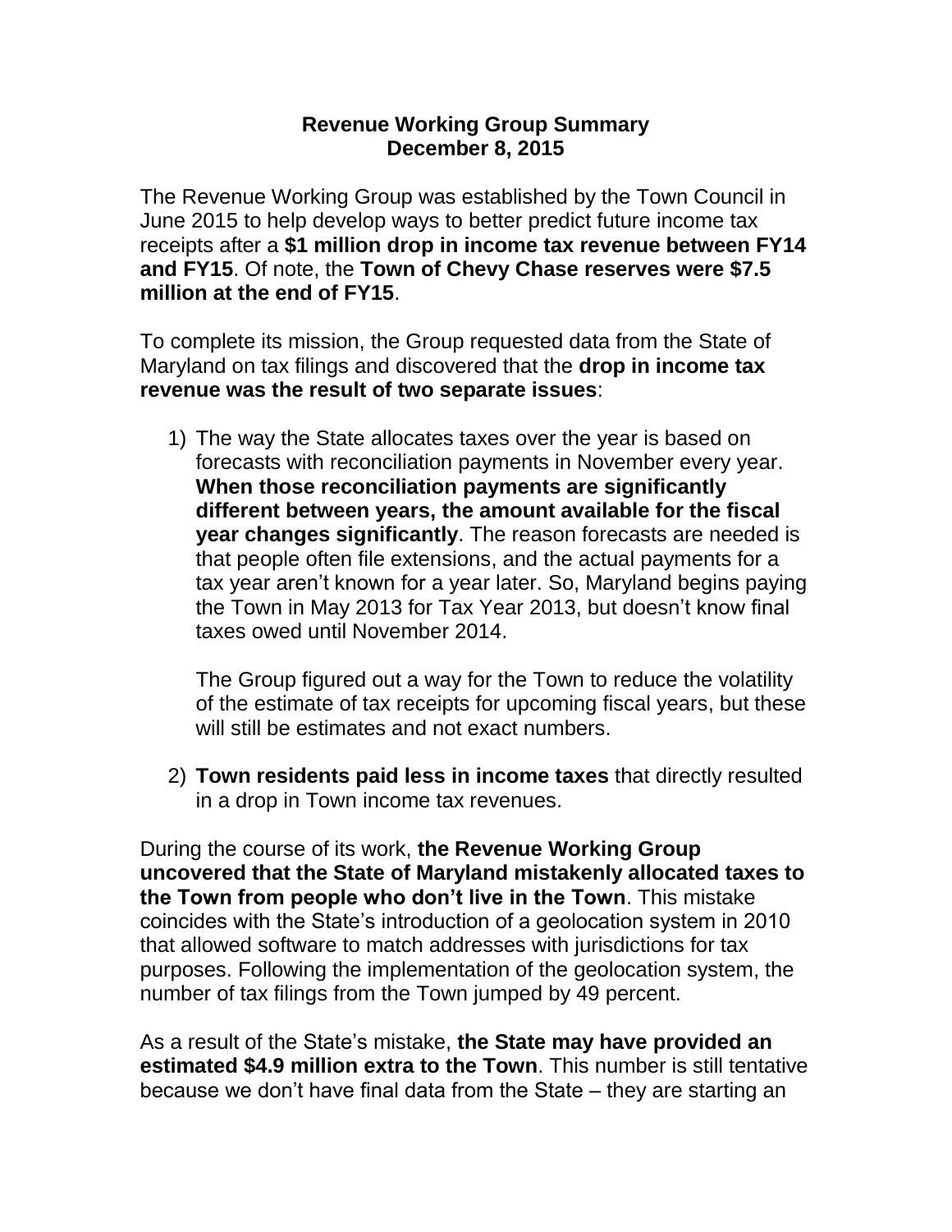**Revenue Working Group Summary**
**December 8, 2015**

The Revenue Working Group was established by the Town Council in June 2015 to help develop ways to better predict future income tax receipts after a **$1 million drop in income tax revenue between FY14 and FY15**. Of note, the **Town of Chevy Chase reserves were $7.5 million at the end of FY15**.

To complete its mission, the Group requested data from the State of Maryland on tax filings and discovered that the **drop in income tax revenue was the result of two separate issues**:

1) The way the State allocates taxes over the year is based on forecasts with reconciliation payments in November every year. **When those reconciliation payments are significantly different between years, the amount available for the fiscal year changes significantly**. The reason forecasts are needed is that people often file extensions, and the actual payments for a tax year aren't known for a year later. So, Maryland begins paying the Town in May 2013 for Tax Year 2013, but doesn't know final taxes owed until November 2014.

   The Group figured out a way for the Town to reduce the volatility of the estimate of tax receipts for upcoming fiscal years, but these will still be estimates and not exact numbers.

2) **Town residents paid less in income taxes** that directly resulted in a drop in Town income tax revenues.

During the course of its work, **the Revenue Working Group uncovered that the State of Maryland mistakenly allocated taxes to the Town from people who don't live in the Town**. This mistake coincides with the State's introduction of a geolocation system in 2010 that allowed software to match addresses with jurisdictions for tax purposes. Following the implementation of the geolocation system, the number of tax filings from the Town jumped by 49 percent.

As a result of the State's mistake, **the State may have provided an estimated $4.9 million extra to the Town**. This number is still tentative because we don't have final data from the State – they are starting an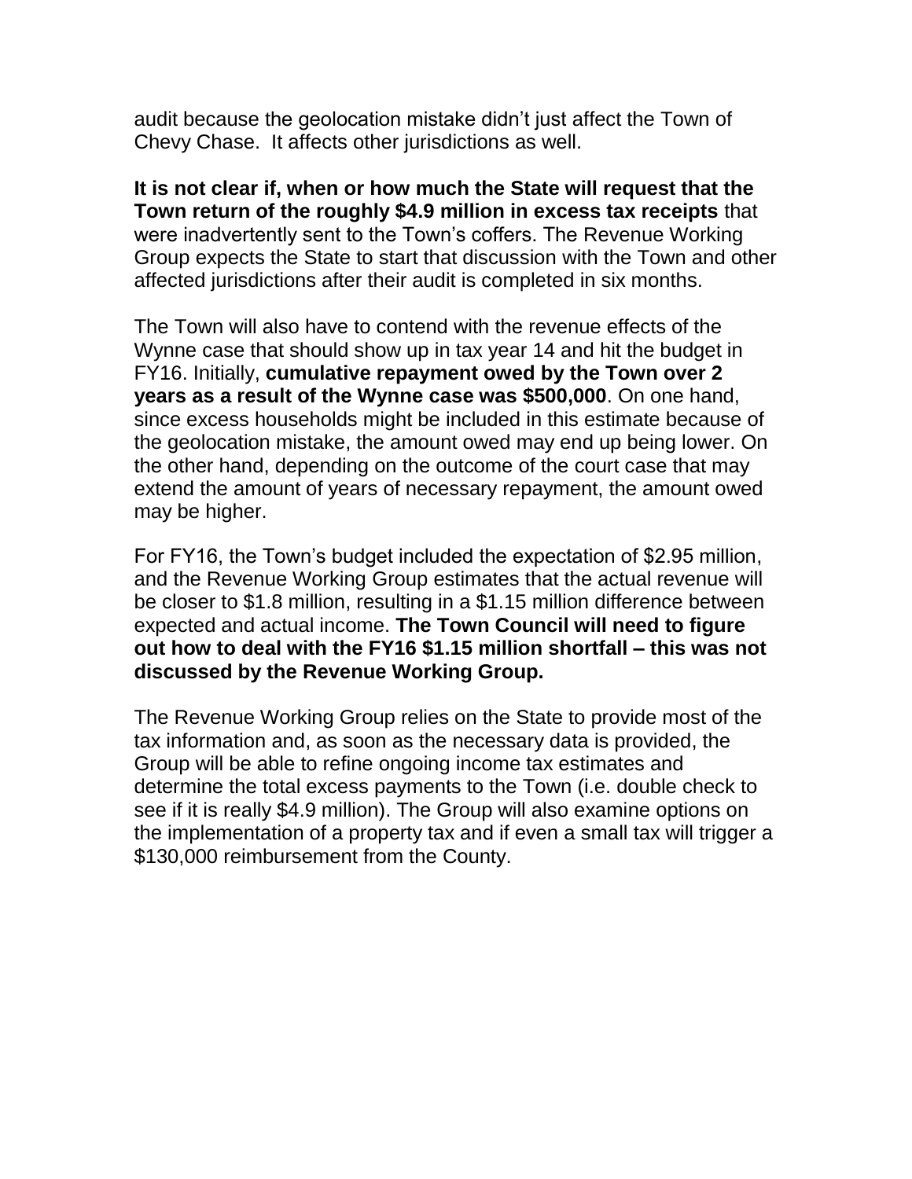audit because the geolocation mistake didn't just affect the Town of Chevy Chase. It affects other jurisdictions as well.

**It is not clear if, when or how much the State will request that the Town return of the roughly $4.9 million in excess tax receipts** that were inadvertently sent to the Town's coffers. The Revenue Working Group expects the State to start that discussion with the Town and other affected jurisdictions after their audit is completed in six months.

The Town will also have to contend with the revenue effects of the Wynne case that should show up in tax year 14 and hit the budget in FY16. Initially, **cumulative repayment owed by the Town over 2 years as a result of the Wynne case was $500,000**. On one hand, since excess households might be included in this estimate because of the geolocation mistake, the amount owed may end up being lower. On the other hand, depending on the outcome of the court case that may extend the amount of years of necessary repayment, the amount owed may be higher.

For FY16, the Town's budget included the expectation of $2.95 million, and the Revenue Working Group estimates that the actual revenue will be closer to $1.8 million, resulting in a $1.15 million difference between expected and actual income. **The Town Council will need to figure out how to deal with the FY16 $1.15 million shortfall – this was not discussed by the Revenue Working Group.**

The Revenue Working Group relies on the State to provide most of the tax information and, as soon as the necessary data is provided, the Group will be able to refine ongoing income tax estimates and determine the total excess payments to the Town (i.e. double check to see if it is really $4.9 million). The Group will also examine options on the implementation of a property tax and if even a small tax will trigger a $130,000 reimbursement from the County.